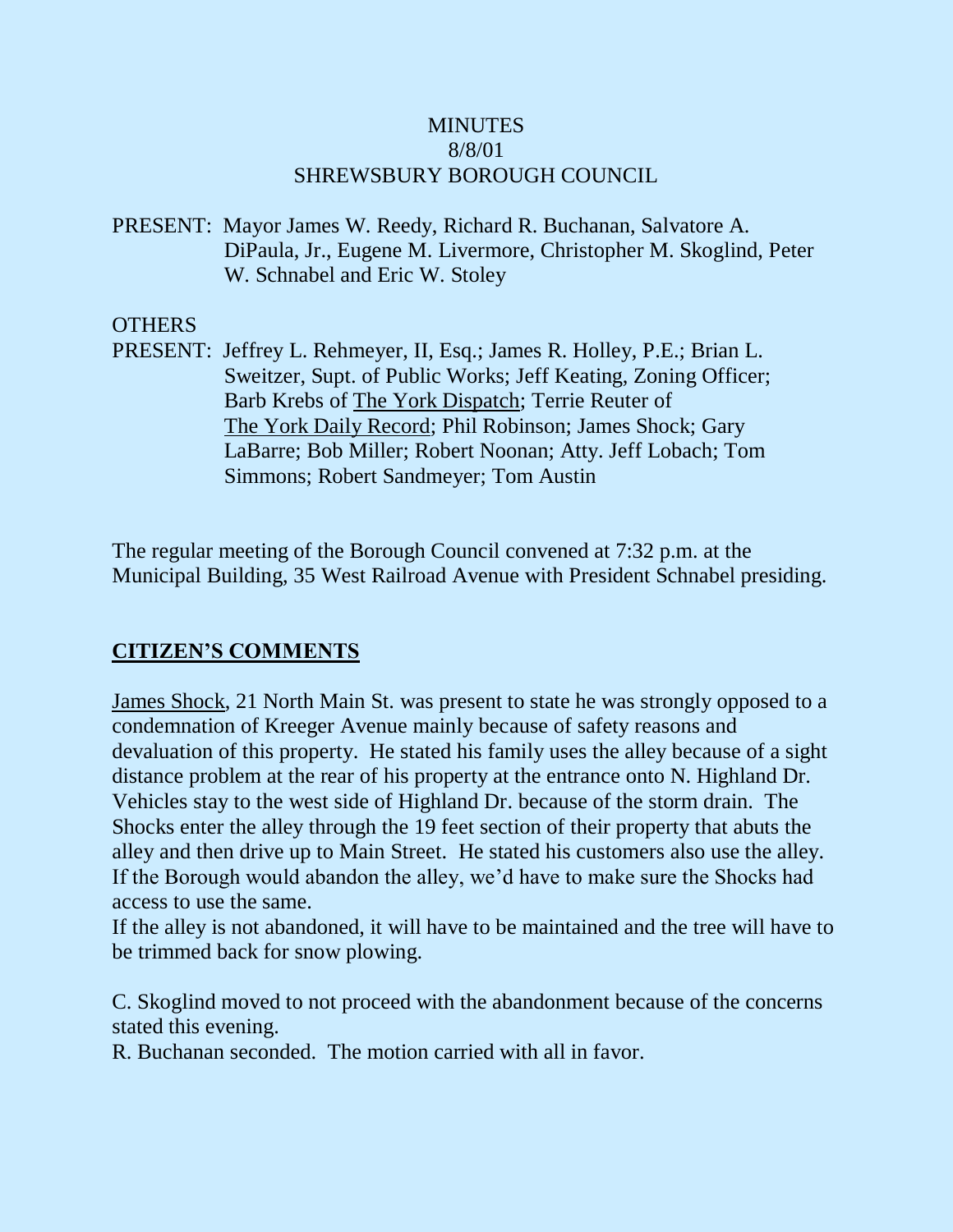MINUTES
8/8/01
SHREWSBURY BOROUGH COUNCIL

PRESENT: Mayor James W. Reedy, Richard R. Buchanan, Salvatore A. DiPaula, Jr., Eugene M. Livermore, Christopher M. Skoglind, Peter W. Schnabel and Eric W. Stoley

OTHERS
PRESENT: Jeffrey L. Rehmeyer, II, Esq.; James R. Holley, P.E.; Brian L. Sweitzer, Supt. of Public Works; Jeff Keating, Zoning Officer; Barb Krebs of The York Dispatch; Terrie Reuter of The York Daily Record; Phil Robinson; James Shock; Gary LaBarre; Bob Miller; Robert Noonan; Atty. Jeff Lobach; Tom Simmons; Robert Sandmeyer; Tom Austin

The regular meeting of the Borough Council convened at 7:32 p.m. at the Municipal Building, 35 West Railroad Avenue with President Schnabel presiding.

## CITIZEN'S COMMENTS

James Shock, 21 North Main St. was present to state he was strongly opposed to a condemnation of Kreeger Avenue mainly because of safety reasons and devaluation of this property. He stated his family uses the alley because of a sight distance problem at the rear of his property at the entrance onto N. Highland Dr. Vehicles stay to the west side of Highland Dr. because of the storm drain. The Shocks enter the alley through the 19 feet section of their property that abuts the alley and then drive up to Main Street. He stated his customers also use the alley. If the Borough would abandon the alley, we'd have to make sure the Shocks had access to use the same.

If the alley is not abandoned, it will have to be maintained and the tree will have to be trimmed back for snow plowing.

C. Skoglind moved to not proceed with the abandonment because of the concerns stated this evening.

R. Buchanan seconded. The motion carried with all in favor.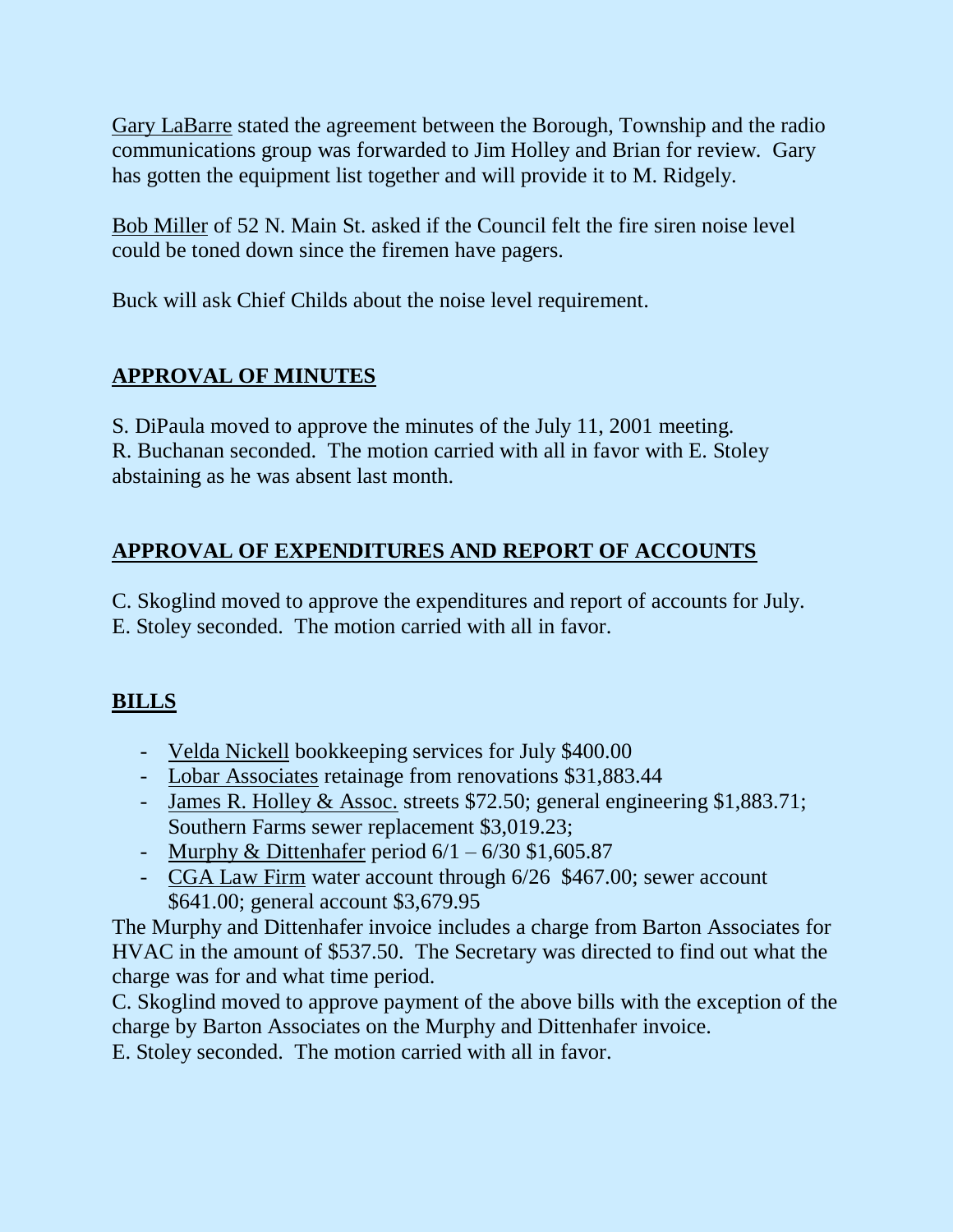Gary LaBarre stated the agreement between the Borough, Township and the radio communications group was forwarded to Jim Holley and Brian for review. Gary has gotten the equipment list together and will provide it to M. Ridgely.

Bob Miller of 52 N. Main St. asked if the Council felt the fire siren noise level could be toned down since the firemen have pagers.

Buck will ask Chief Childs about the noise level requirement.

## APPROVAL OF MINUTES

S. DiPaula moved to approve the minutes of the July 11, 2001 meeting. R. Buchanan seconded. The motion carried with all in favor with E. Stoley abstaining as he was absent last month.

## APPROVAL OF EXPENDITURES AND REPORT OF ACCOUNTS

C. Skoglind moved to approve the expenditures and report of accounts for July. E. Stoley seconded. The motion carried with all in favor.

## BILLS

- Velda Nickell bookkeeping services for July $400.00
- Lobar Associates retainage from renovations $31,883.44
- James R. Holley & Assoc. streets $72.50; general engineering $1,883.71; Southern Farms sewer replacement $3,019.23;
- Murphy & Dittenhafer period 6/1 – 6/30 $1,605.87
- CGA Law Firm water account through 6/26 $467.00; sewer account $641.00; general account $3,679.95

The Murphy and Dittenhafer invoice includes a charge from Barton Associates for HVAC in the amount of $537.50. The Secretary was directed to find out what the charge was for and what time period.

C. Skoglind moved to approve payment of the above bills with the exception of the charge by Barton Associates on the Murphy and Dittenhafer invoice.

E. Stoley seconded. The motion carried with all in favor.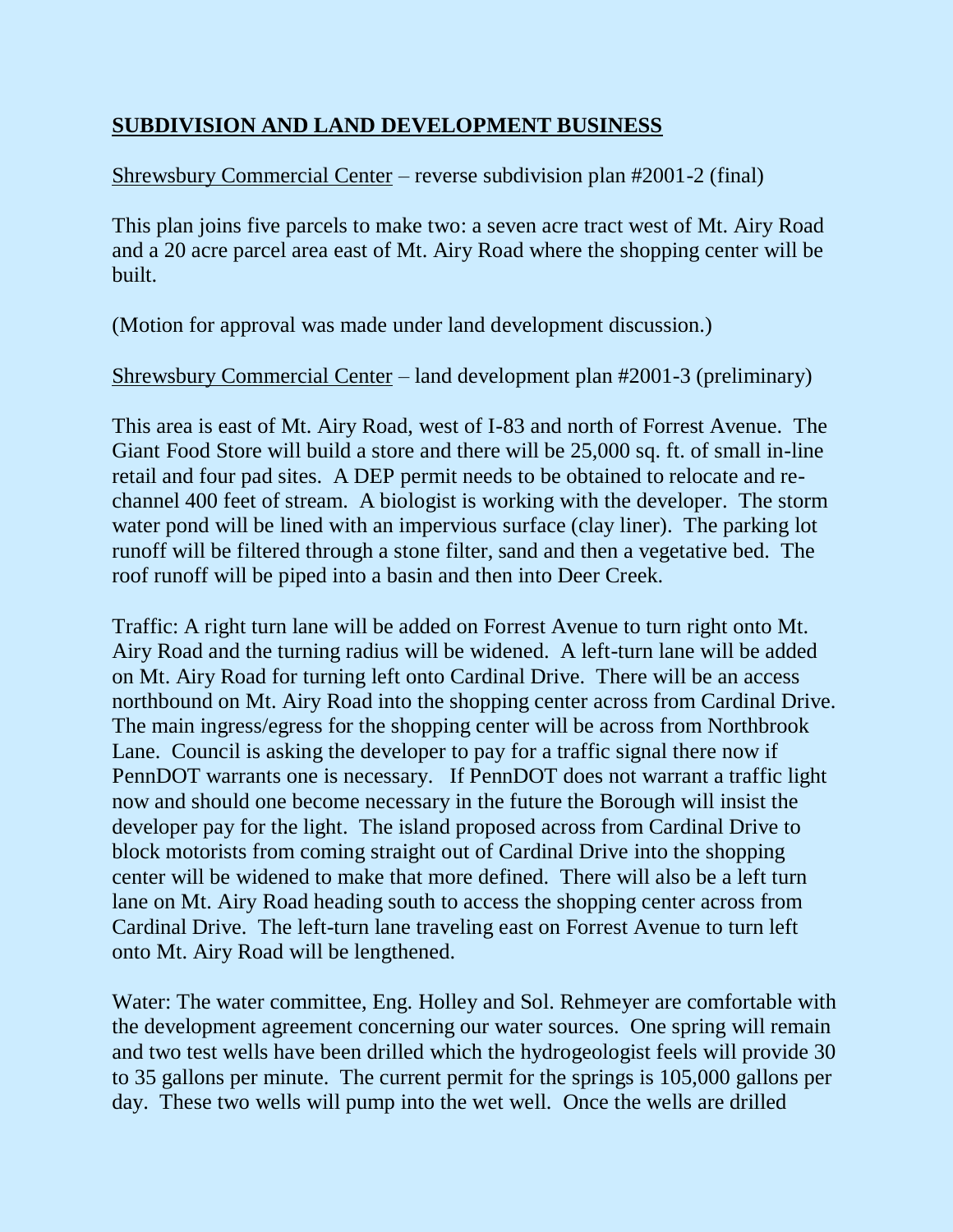## **SUBDIVISION AND LAND DEVELOPMENT BUSINESS**

Shrewsbury Commercial Center – reverse subdivision plan #2001-2 (final)

This plan joins five parcels to make two: a seven acre tract west of Mt. Airy Road and a 20 acre parcel area east of Mt. Airy Road where the shopping center will be built.

(Motion for approval was made under land development discussion.)

Shrewsbury Commercial Center – land development plan #2001-3 (preliminary)

This area is east of Mt. Airy Road, west of I-83 and north of Forrest Avenue. The Giant Food Store will build a store and there will be 25,000 sq. ft. of small in-line retail and four pad sites. A DEP permit needs to be obtained to relocate and re-channel 400 feet of stream. A biologist is working with the developer. The storm water pond will be lined with an impervious surface (clay liner). The parking lot runoff will be filtered through a stone filter, sand and then a vegetative bed. The roof runoff will be piped into a basin and then into Deer Creek.

Traffic: A right turn lane will be added on Forrest Avenue to turn right onto Mt. Airy Road and the turning radius will be widened. A left-turn lane will be added on Mt. Airy Road for turning left onto Cardinal Drive. There will be an access northbound on Mt. Airy Road into the shopping center across from Cardinal Drive. The main ingress/egress for the shopping center will be across from Northbrook Lane. Council is asking the developer to pay for a traffic signal there now if PennDOT warrants one is necessary. If PennDOT does not warrant a traffic light now and should one become necessary in the future the Borough will insist the developer pay for the light. The island proposed across from Cardinal Drive to block motorists from coming straight out of Cardinal Drive into the shopping center will be widened to make that more defined. There will also be a left turn lane on Mt. Airy Road heading south to access the shopping center across from Cardinal Drive. The left-turn lane traveling east on Forrest Avenue to turn left onto Mt. Airy Road will be lengthened.

Water: The water committee, Eng. Holley and Sol. Rehmeyer are comfortable with the development agreement concerning our water sources. One spring will remain and two test wells have been drilled which the hydrogeologist feels will provide 30 to 35 gallons per minute. The current permit for the springs is 105,000 gallons per day. These two wells will pump into the wet well. Once the wells are drilled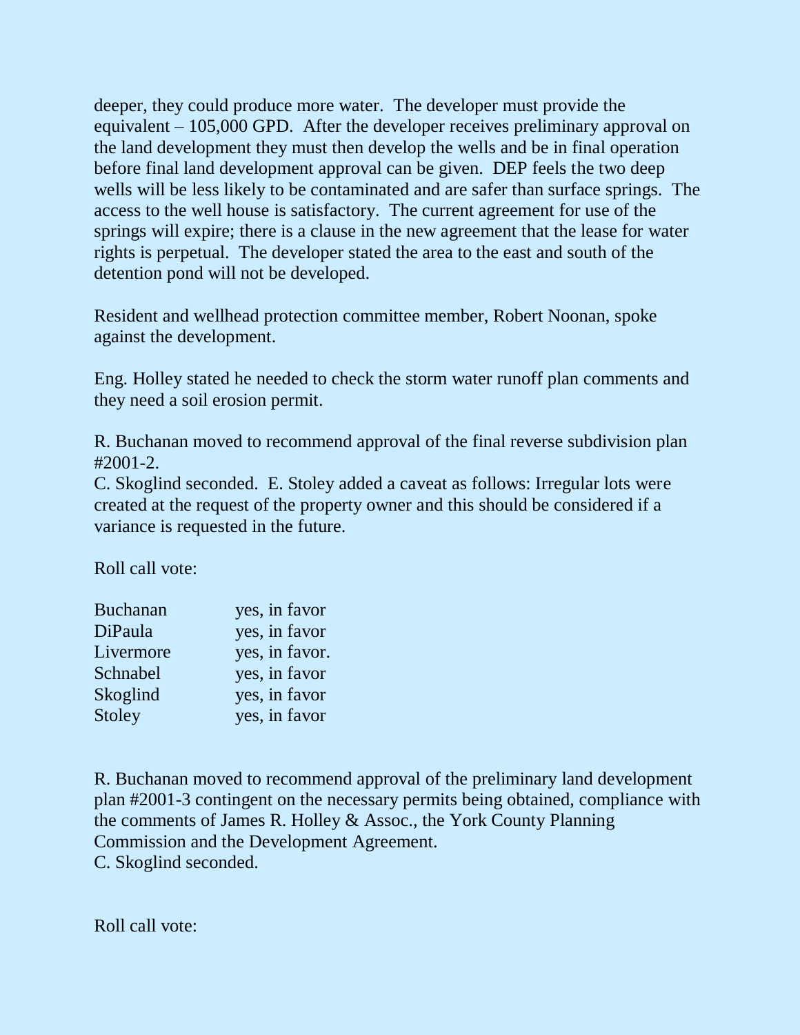deeper, they could produce more water. The developer must provide the equivalent – 105,000 GPD. After the developer receives preliminary approval on the land development they must then develop the wells and be in final operation before final land development approval can be given. DEP feels the two deep wells will be less likely to be contaminated and are safer than surface springs. The access to the well house is satisfactory. The current agreement for use of the springs will expire; there is a clause in the new agreement that the lease for water rights is perpetual. The developer stated the area to the east and south of the detention pond will not be developed.

Resident and wellhead protection committee member, Robert Noonan, spoke against the development.

Eng. Holley stated he needed to check the storm water runoff plan comments and they need a soil erosion permit.

R. Buchanan moved to recommend approval of the final reverse subdivision plan #2001-2.
C. Skoglind seconded. E. Stoley added a caveat as follows: Irregular lots were created at the request of the property owner and this should be considered if a variance is requested in the future.

Roll call vote:

| | |
|---|---|
| Buchanan | yes, in favor |
| DiPaula | yes, in favor |
| Livermore | yes, in favor. |
| Schnabel | yes, in favor |
| Skoglind | yes, in favor |
| Stoley | yes, in favor |

R. Buchanan moved to recommend approval of the preliminary land development plan #2001-3 contingent on the necessary permits being obtained, compliance with the comments of James R. Holley & Assoc., the York County Planning Commission and the Development Agreement.
C. Skoglind seconded.

Roll call vote: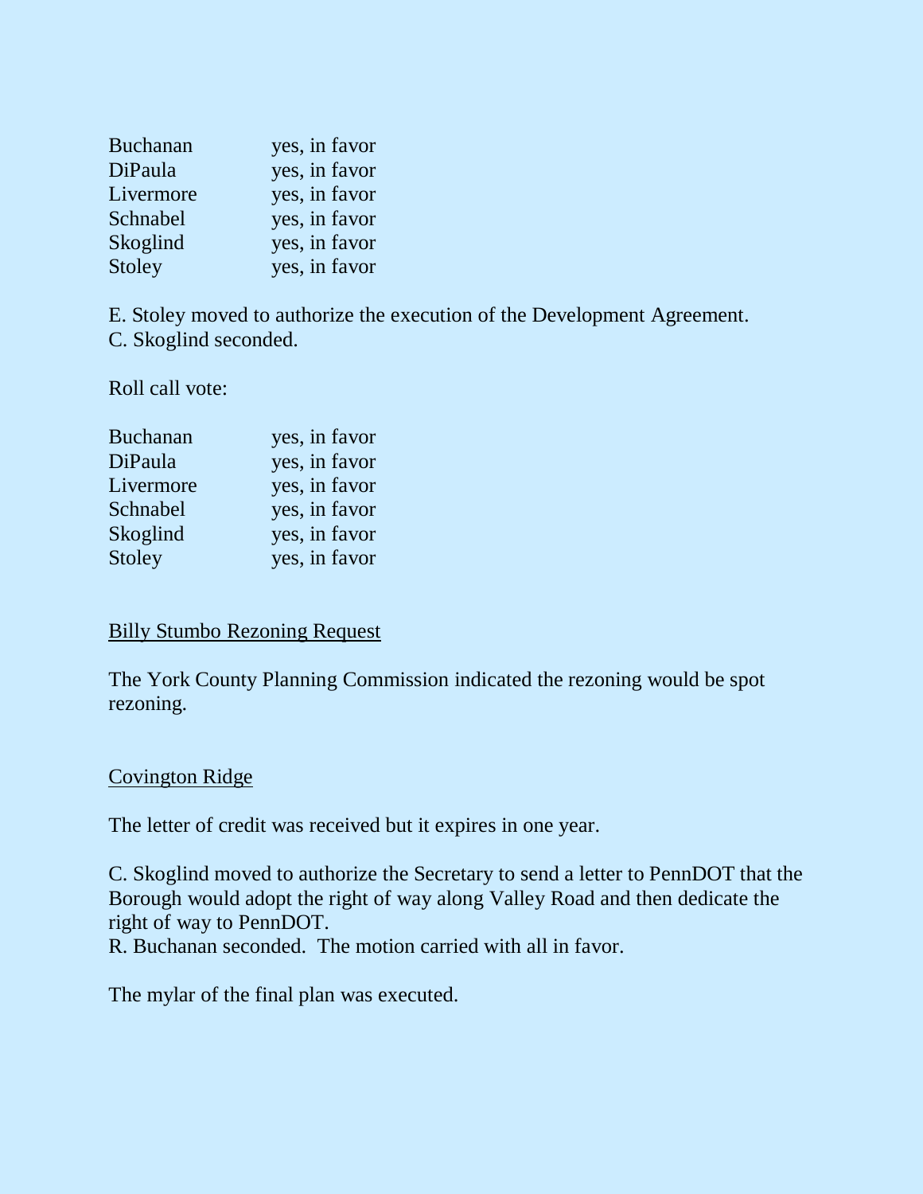| | |
|---|---|
| Buchanan | yes, in favor |
| DiPaula | yes, in favor |
| Livermore | yes, in favor |
| Schnabel | yes, in favor |
| Skoglind | yes, in favor |
| Stoley | yes, in favor |

E. Stoley moved to authorize the execution of the Development Agreement.
C. Skoglind seconded.

Roll call vote:

| | |
|---|---|
| Buchanan | yes, in favor |
| DiPaula | yes, in favor |
| Livermore | yes, in favor |
| Schnabel | yes, in favor |
| Skoglind | yes, in favor |
| Stoley | yes, in favor |

<u>Billy Stumbo Rezoning Request</u>

The York County Planning Commission indicated the rezoning would be spot rezoning.

<u>Covington Ridge</u>

The letter of credit was received but it expires in one year.

C. Skoglind moved to authorize the Secretary to send a letter to PennDOT that the Borough would adopt the right of way along Valley Road and then dedicate the right of way to PennDOT.
R. Buchanan seconded. The motion carried with all in favor.

The mylar of the final plan was executed.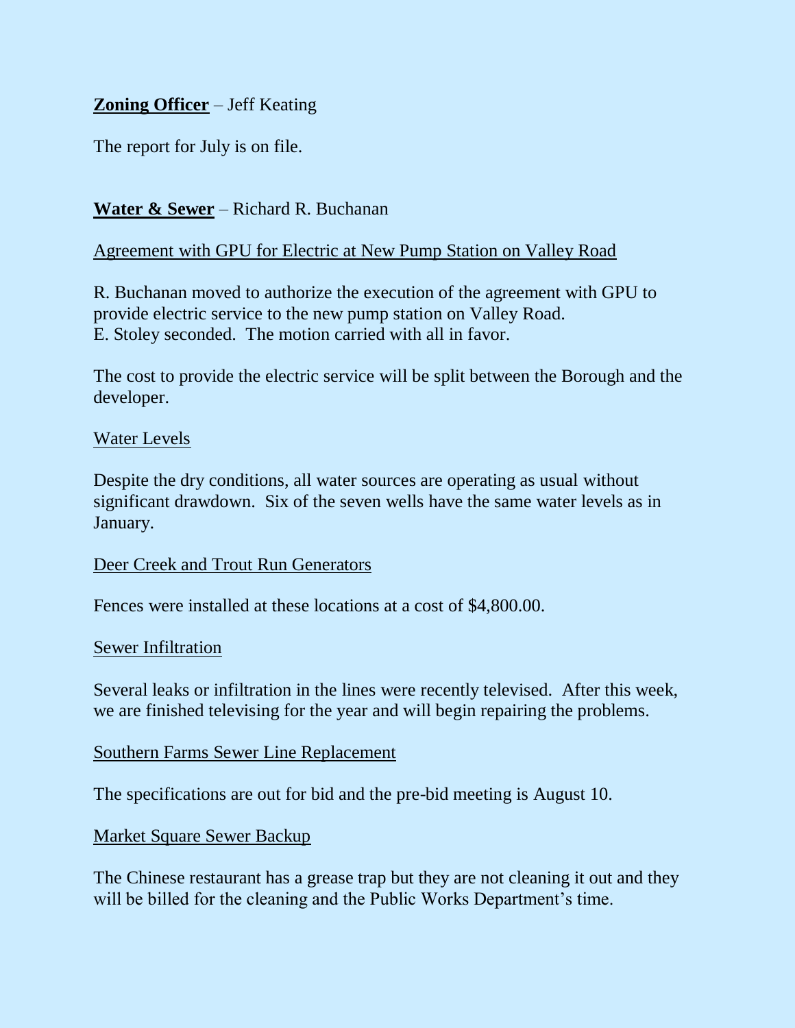**Zoning Officer** – Jeff Keating

The report for July is on file.

**Water & Sewer** – Richard R. Buchanan

Agreement with GPU for Electric at New Pump Station on Valley Road

R. Buchanan moved to authorize the execution of the agreement with GPU to provide electric service to the new pump station on Valley Road.
E. Stoley seconded. The motion carried with all in favor.

The cost to provide the electric service will be split between the Borough and the developer.

Water Levels

Despite the dry conditions, all water sources are operating as usual without significant drawdown. Six of the seven wells have the same water levels as in January.

Deer Creek and Trout Run Generators

Fences were installed at these locations at a cost of $4,800.00.

Sewer Infiltration

Several leaks or infiltration in the lines were recently televised. After this week, we are finished televising for the year and will begin repairing the problems.

Southern Farms Sewer Line Replacement

The specifications are out for bid and the pre-bid meeting is August 10.

Market Square Sewer Backup

The Chinese restaurant has a grease trap but they are not cleaning it out and they will be billed for the cleaning and the Public Works Department's time.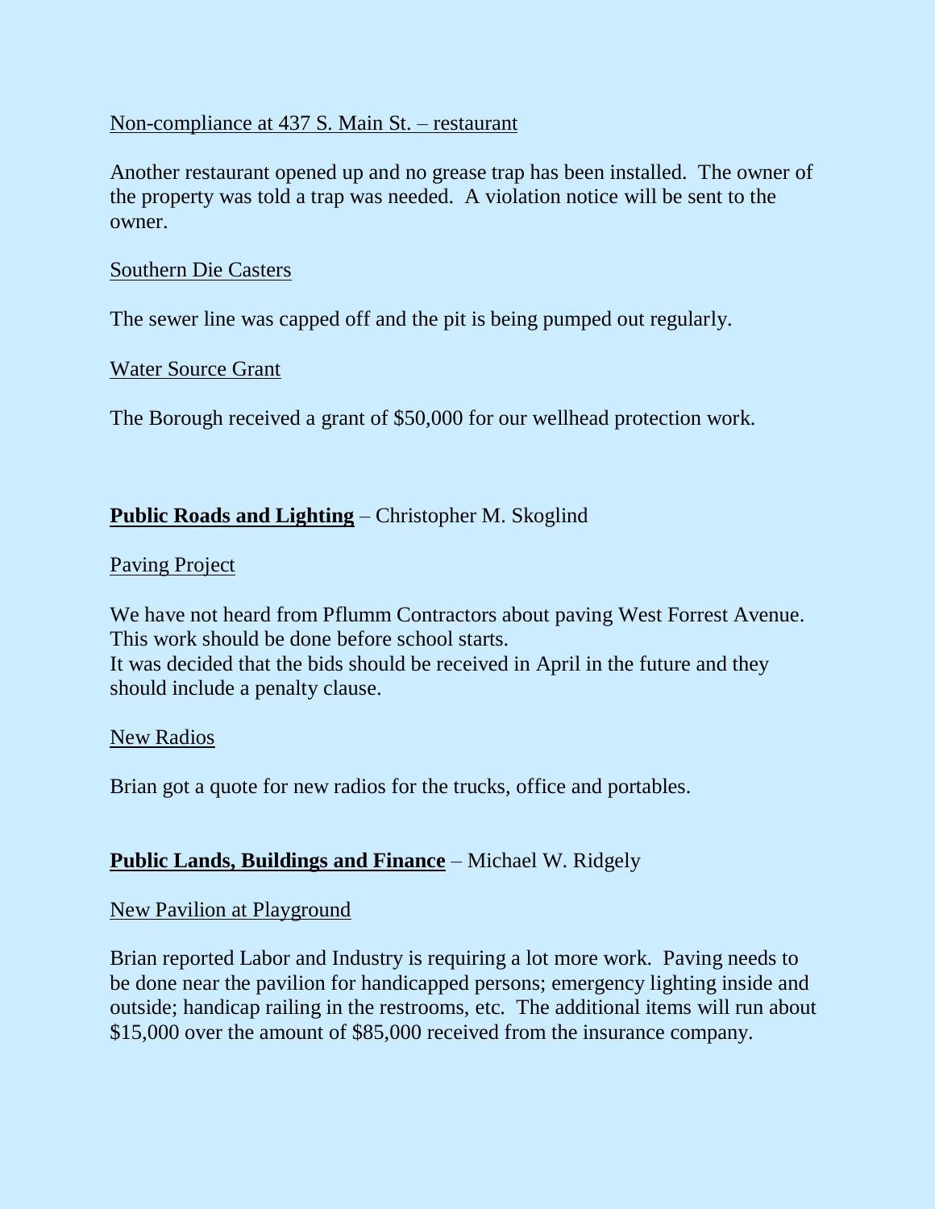Non-compliance at 437 S. Main St. – restaurant

Another restaurant opened up and no grease trap has been installed. The owner of the property was told a trap was needed. A violation notice will be sent to the owner.

Southern Die Casters

The sewer line was capped off and the pit is being pumped out regularly.

Water Source Grant

The Borough received a grant of $50,000 for our wellhead protection work.

## **Public Roads and Lighting** – Christopher M. Skoglind

Paving Project

We have not heard from Pflumm Contractors about paving West Forrest Avenue. This work should be done before school starts.
It was decided that the bids should be received in April in the future and they should include a penalty clause.

New Radios

Brian got a quote for new radios for the trucks, office and portables.

## **Public Lands, Buildings and Finance** – Michael W. Ridgely

New Pavilion at Playground

Brian reported Labor and Industry is requiring a lot more work. Paving needs to be done near the pavilion for handicapped persons; emergency lighting inside and outside; handicap railing in the restrooms, etc. The additional items will run about $15,000 over the amount of $85,000 received from the insurance company.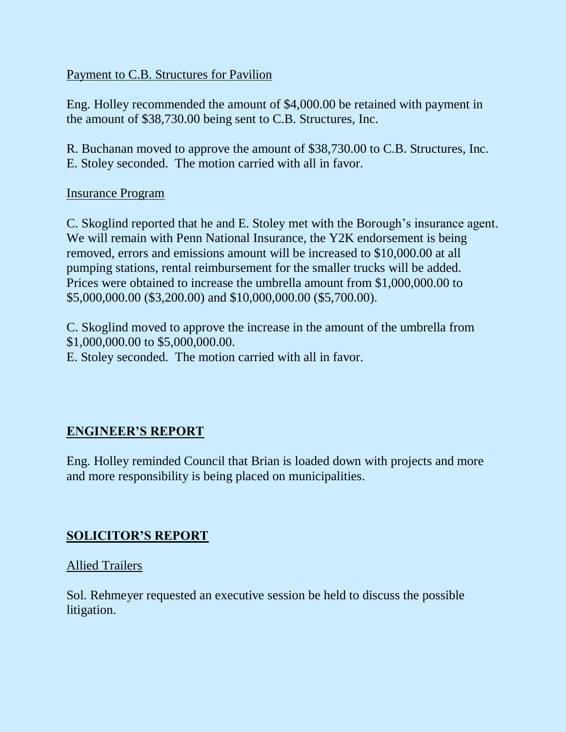Payment to C.B. Structures for Pavilion

Eng. Holley recommended the amount of $4,000.00 be retained with payment in the amount of $38,730.00 being sent to C.B. Structures, Inc.

R. Buchanan moved to approve the amount of $38,730.00 to C.B. Structures, Inc.
E. Stoley seconded. The motion carried with all in favor.

Insurance Program

C. Skoglind reported that he and E. Stoley met with the Borough's insurance agent. We will remain with Penn National Insurance, the Y2K endorsement is being removed, errors and emissions amount will be increased to $10,000.00 at all pumping stations, rental reimbursement for the smaller trucks will be added. Prices were obtained to increase the umbrella amount from $1,000,000.00 to $5,000,000.00 ($3,200.00) and $10,000,000.00 ($5,700.00).

C. Skoglind moved to approve the increase in the amount of the umbrella from $1,000,000.00 to $5,000,000.00.
E. Stoley seconded. The motion carried with all in favor.

## ENGINEER'S REPORT

Eng. Holley reminded Council that Brian is loaded down with projects and more and more responsibility is being placed on municipalities.

## SOLICITOR'S REPORT

Allied Trailers

Sol. Rehmeyer requested an executive session be held to discuss the possible litigation.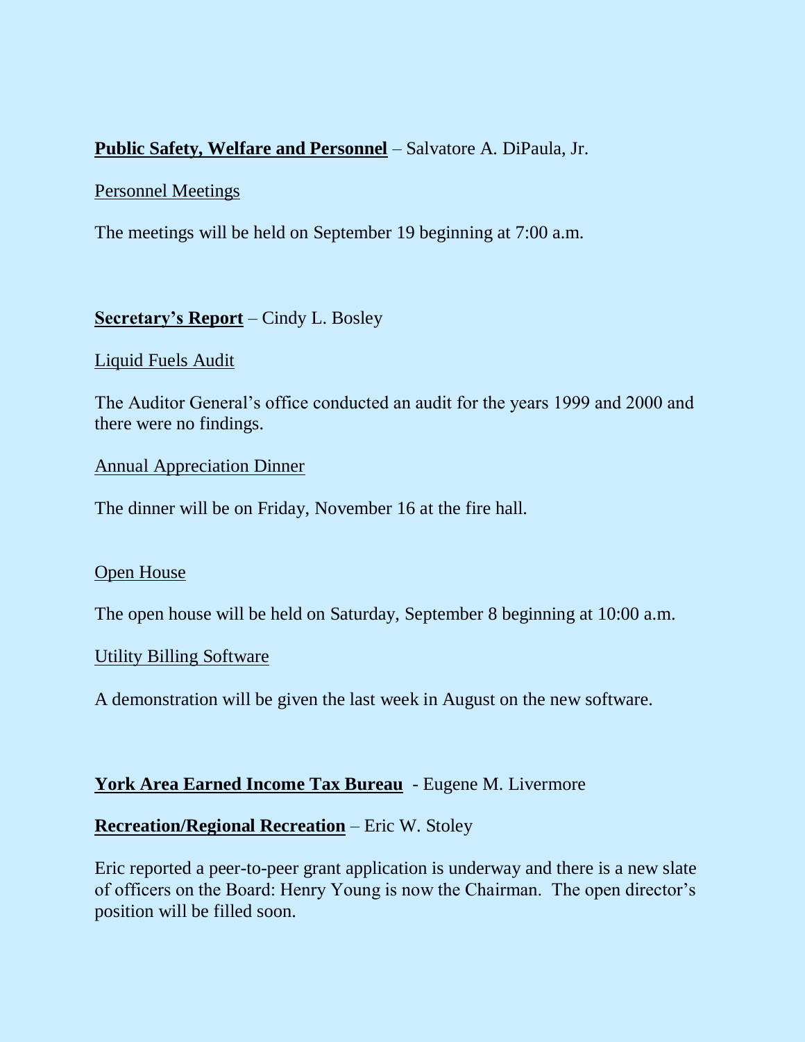**Public Safety, Welfare and Personnel** – Salvatore A. DiPaula, Jr.

Personnel Meetings

The meetings will be held on September 19 beginning at 7:00 a.m.

**Secretary's Report** – Cindy L. Bosley

Liquid Fuels Audit

The Auditor General's office conducted an audit for the years 1999 and 2000 and there were no findings.

Annual Appreciation Dinner

The dinner will be on Friday, November 16 at the fire hall.

Open House

The open house will be held on Saturday, September 8 beginning at 10:00 a.m.

Utility Billing Software

A demonstration will be given the last week in August on the new software.

**York Area Earned Income Tax Bureau** - Eugene M. Livermore

**Recreation/Regional Recreation** – Eric W. Stoley

Eric reported a peer-to-peer grant application is underway and there is a new slate of officers on the Board: Henry Young is now the Chairman. The open director's position will be filled soon.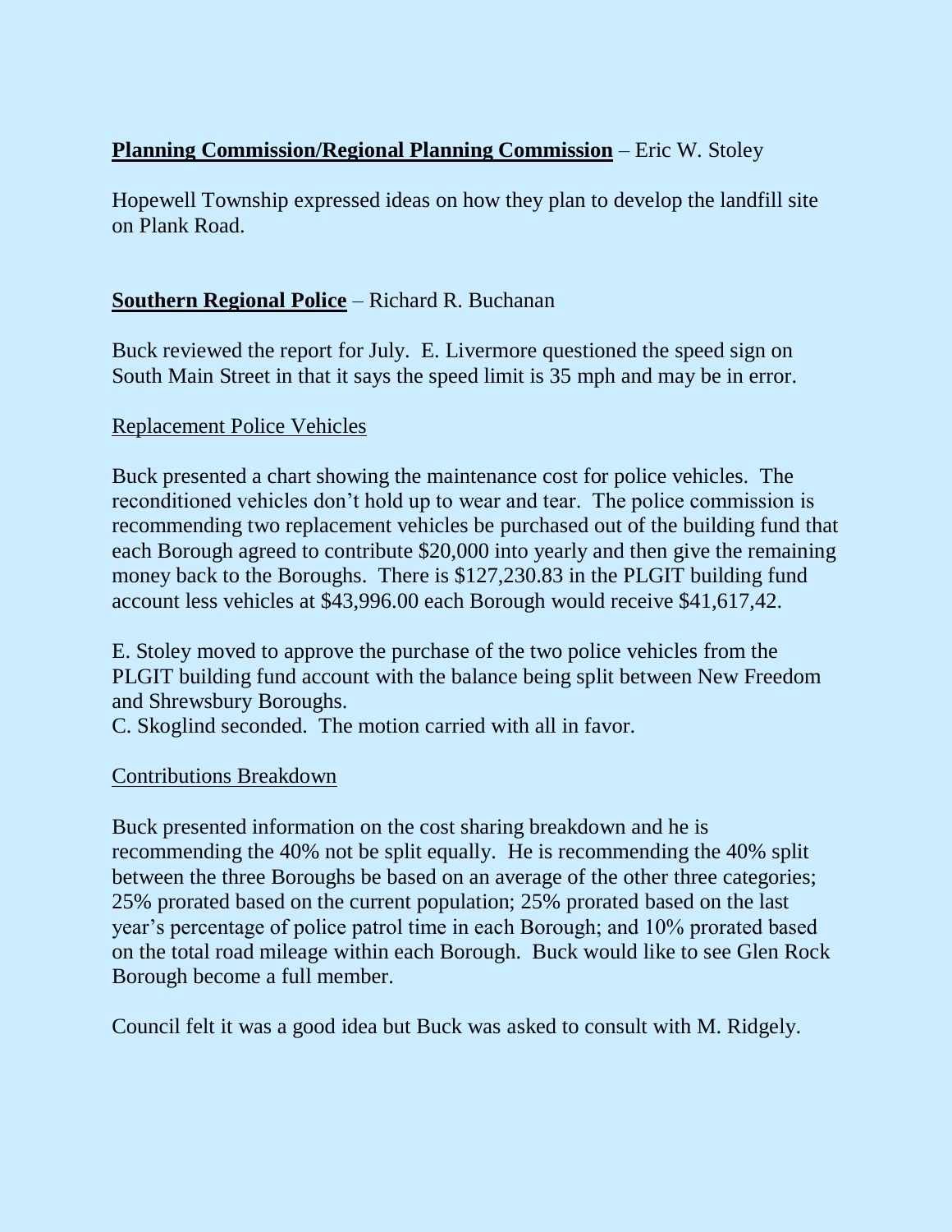**Planning Commission/Regional Planning Commission** – Eric W. Stoley

Hopewell Township expressed ideas on how they plan to develop the landfill site on Plank Road.

**Southern Regional Police** – Richard R. Buchanan

Buck reviewed the report for July. E. Livermore questioned the speed sign on South Main Street in that it says the speed limit is 35 mph and may be in error.

Replacement Police Vehicles

Buck presented a chart showing the maintenance cost for police vehicles. The reconditioned vehicles don't hold up to wear and tear. The police commission is recommending two replacement vehicles be purchased out of the building fund that each Borough agreed to contribute $20,000 into yearly and then give the remaining money back to the Boroughs. There is $127,230.83 in the PLGIT building fund account less vehicles at $43,996.00 each Borough would receive $41,617,42.

E. Stoley moved to approve the purchase of the two police vehicles from the PLGIT building fund account with the balance being split between New Freedom and Shrewsbury Boroughs.
C. Skoglind seconded. The motion carried with all in favor.

Contributions Breakdown

Buck presented information on the cost sharing breakdown and he is recommending the 40% not be split equally. He is recommending the 40% split between the three Boroughs be based on an average of the other three categories; 25% prorated based on the current population; 25% prorated based on the last year's percentage of police patrol time in each Borough; and 10% prorated based on the total road mileage within each Borough. Buck would like to see Glen Rock Borough become a full member.

Council felt it was a good idea but Buck was asked to consult with M. Ridgely.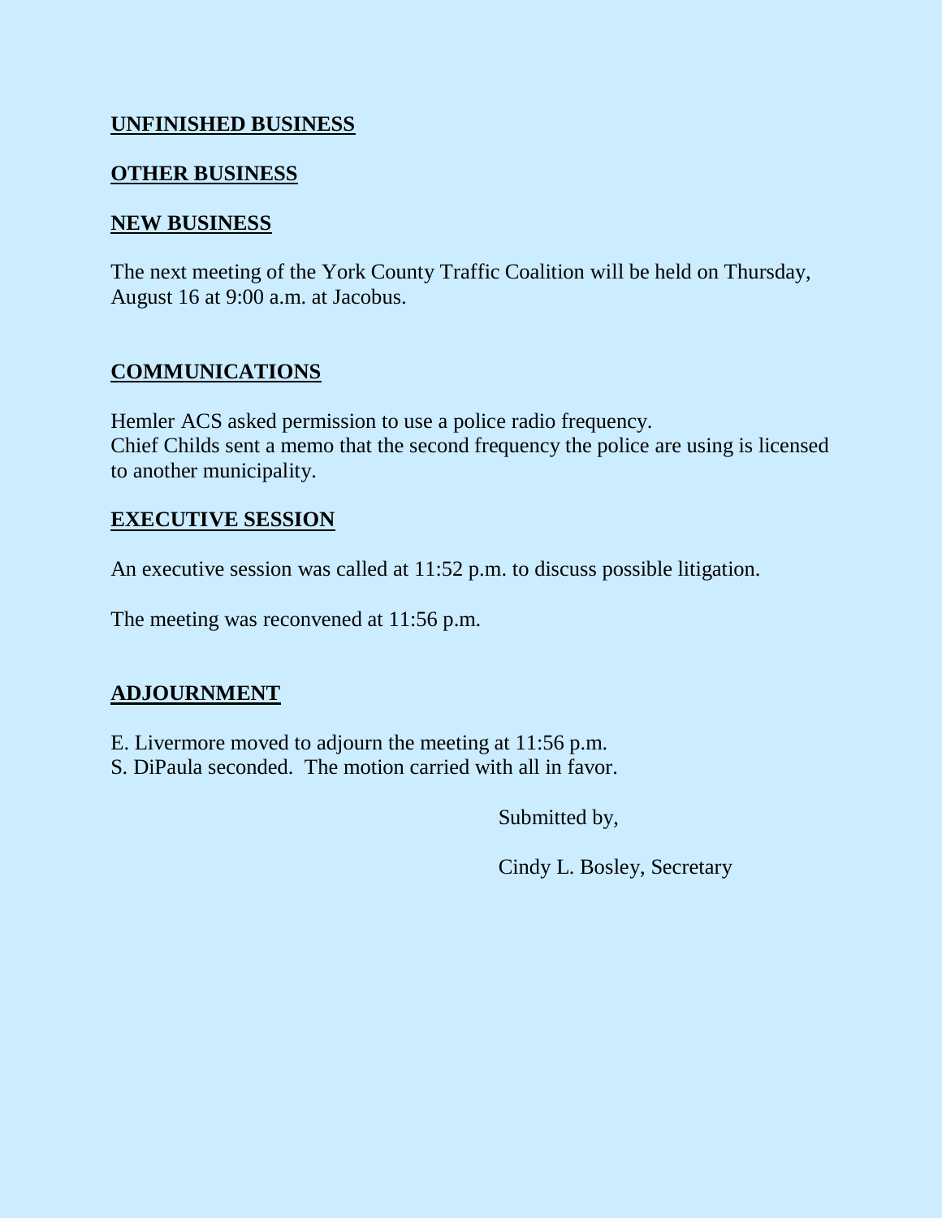## UNFINISHED BUSINESS

## OTHER BUSINESS

## NEW BUSINESS

The next meeting of the York County Traffic Coalition will be held on Thursday, August 16 at 9:00 a.m. at Jacobus.

## COMMUNICATIONS

Hemler ACS asked permission to use a police radio frequency.
Chief Childs sent a memo that the second frequency the police are using is licensed to another municipality.

## EXECUTIVE SESSION

An executive session was called at 11:52 p.m. to discuss possible litigation.

The meeting was reconvened at 11:56 p.m.

## ADJOURNMENT

E. Livermore moved to adjourn the meeting at 11:56 p.m.
S. DiPaula seconded. The motion carried with all in favor.

Submitted by,

Cindy L. Bosley, Secretary